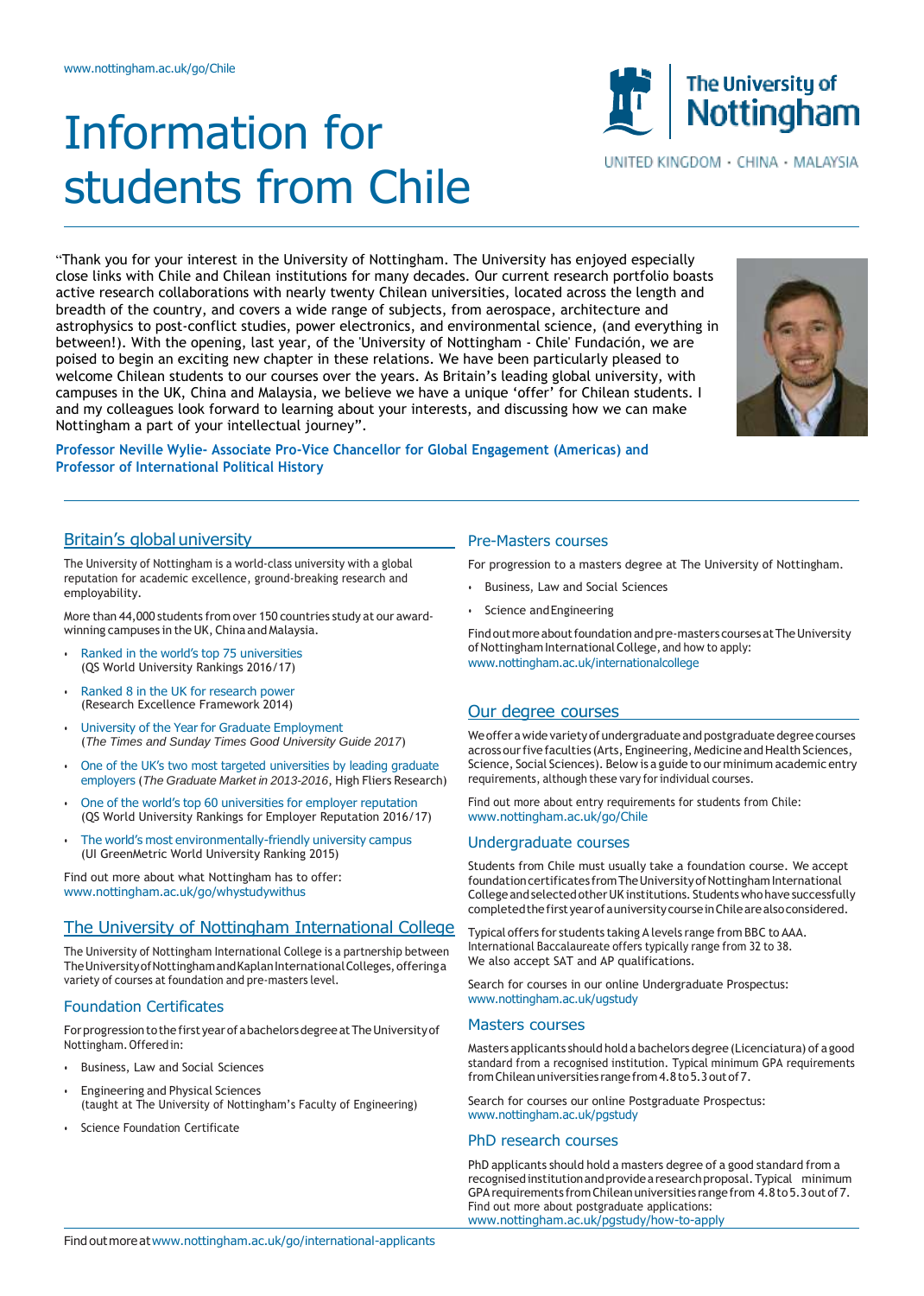www.nottingham.ac.uk/go/Chile

# Information for students from Chile

The University of Nottingham

UNITED KINGDOM · CHINA · MALAYSIA

"Thank you for your interest in the University of Nottingham. The University has enjoyed especially close links with Chile and Chilean institutions for many decades. Our current research portfolio boasts active research collaborations with nearly twenty Chilean universities, located across the length and breadth of the country, and covers a wide range of subjects, from aerospace, architecture and astrophysics to post-conflict studies, power electronics, and environmental science, (and everything in between!). With the opening, last year, of the 'University of Nottingham - Chile' Fundación, we are poised to begin an exciting new chapter in these relations. We have been particularly pleased to welcome Chilean students to our courses over the years. As Britain's leading global university, with campuses in the UK, China and Malaysia, we believe we have a unique 'offer' for Chilean students. I and my colleagues look forward to learning about your interests, and discussing how we can make Nottingham a part of your intellectual journey".

**Professor Neville Wylie- Associate Pro-Vice Chancellor for Global Engagement (Americas) and Professor of International Political History**

## Britain's global university

The University of Nottingham is a world-class university with a global reputation for academic excellence, ground-breaking research and employability.

More than 44,000 students from over 150 countries study at our award-winning campuses in the UK, China and Malaysia.

- Ranked in the world's top 75 universities (QS World University Rankings 2016/17)
- Ranked 8 in the UK for research power (Research Excellence Framework 2014)
- University of the Year for Graduate Employment (*The Times and Sunday Times Good University Guide 2017*)
- One of the UK's two most targeted universities by leading graduate employers (*The Graduate Market in 2013-2016*, High Fliers Research)
- One of the world's top 60 universities for employer reputation (QS World University Rankings for Employer Reputation 2016/17)
- The world's most environmentally-friendly university campus (UI GreenMetric World University Ranking 2015)

Find out more about what Nottingham has to offer: www.nottingham.ac.uk/go/whystudywithus

## The University of Nottingham International College

The University of Nottingham International College is a partnership between The University of Nottingham and Kaplan International Colleges, offering a variety of courses at foundation and pre-masters level.

### Foundation Certificates

For progression to the first year of a bachelors degree at The University of Nottingham. Offered in:

- Business, Law and Social Sciences
- Engineering and Physical Sciences (taught at The University of Nottingham's Faculty of Engineering)
- Science Foundation Certificate

### Pre-Masters courses

For progression to a masters degree at The University of Nottingham.

- Business, Law and Social Sciences
- Science and Engineering

Find out more about foundation and pre-masters courses at The University of Nottingham International College, and how to apply: www.nottingham.ac.uk/internationalcollege

## Our degree courses

We offer a wide variety of undergraduate and postgraduate degree courses across our five faculties (Arts, Engineering, Medicine and Health Sciences, Science, Social Sciences). Below is a guide to our minimum academic entry requirements, although these vary for individual courses.

Find out more about entry requirements for students from Chile: www.nottingham.ac.uk/go/Chile

### Undergraduate courses

Students from Chile must usually take a foundation course. We accept foundation certificates from The University of Nottingham International College and selected other UK institutions. Students who have successfully completed the first year of a university course in Chile are also considered.

Typical offers for students taking A levels range from BBC to AAA. International Baccalaureate offers typically range from 32 to 38. We also accept SAT and AP qualifications.

Search for courses in our online Undergraduate Prospectus: www.nottingham.ac.uk/ugstudy

### Masters courses

Masters applicants should hold a bachelors degree (Licenciatura) of a good standard from a recognised institution. Typical minimum GPA requirements from Chilean universities range from 4.8 to 5.3 out of 7.

Search for courses our online Postgraduate Prospectus: www.nottingham.ac.uk/pgstudy

### PhD research courses

PhD applicants should hold a masters degree of a good standard from a recognised institution and provide a research proposal. Typical minimum GPA requirements from Chilean universities range from 4.8 to 5.3 out of 7. Find out more about postgraduate applications: www.nottingham.ac.uk/pgstudy/how-to-apply

Find out more at www.nottingham.ac.uk/go/international-applicants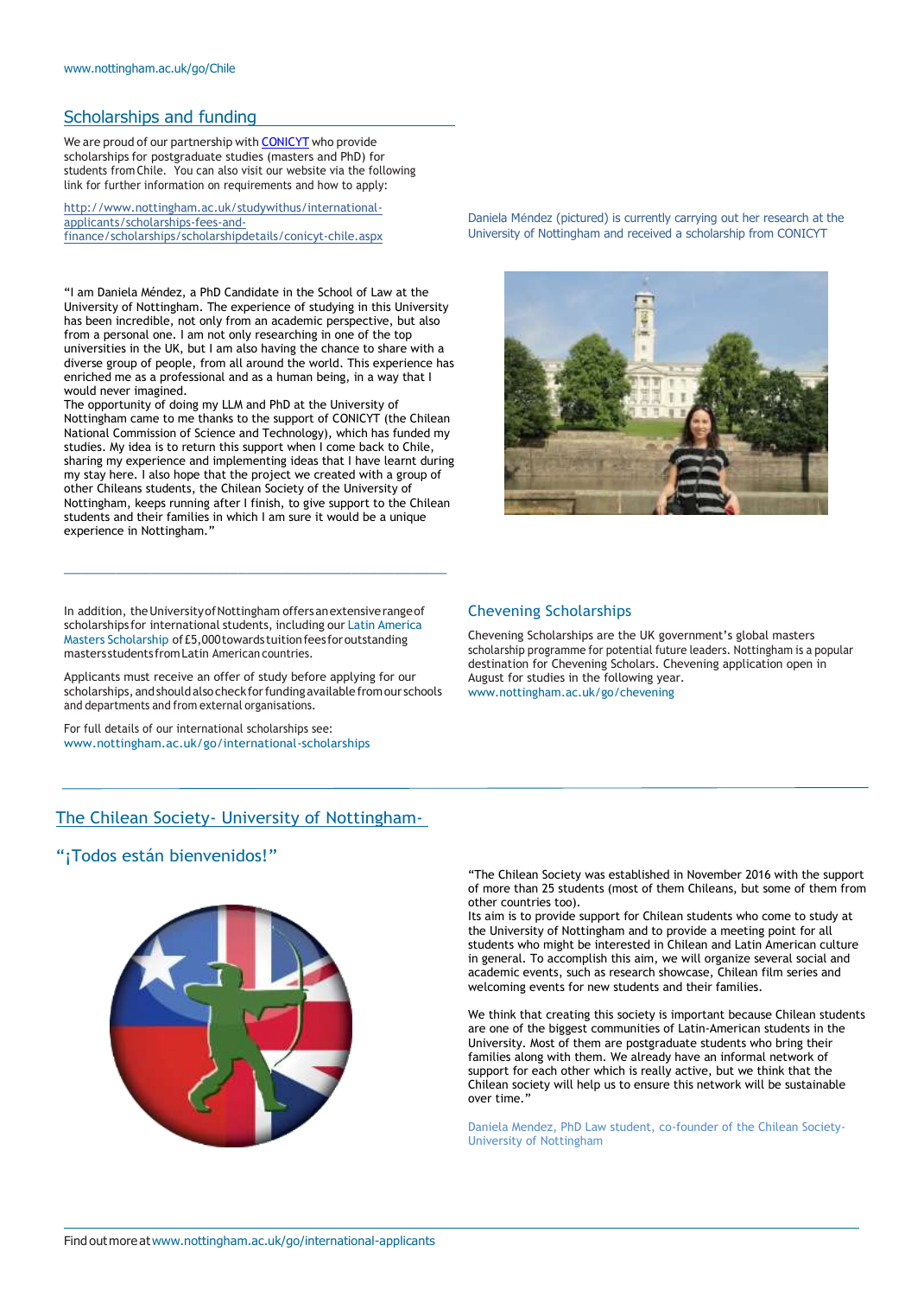www.nottingham.ac.uk/go/Chile

## Scholarships and funding

We are proud of our partnership with [CONICYT](#) who provide scholarships for postgraduate studies (masters and PhD) for students from Chile. You can also visit our website via the following link for further information on requirements and how to apply:

http://www.nottingham.ac.uk/studywithus/international-applicants/scholarships-fees-and-finance/scholarships/scholarshipdetails/conicyt-chile.aspx

Daniela Méndez (pictured) is currently carrying out her research at the University of Nottingham and received a scholarship from CONICYT

"I am Daniela Méndez, a PhD Candidate in the School of Law at the University of Nottingham. The experience of studying in this University has been incredible, not only from an academic perspective, but also from a personal one. I am not only researching in one of the top universities in the UK, but I am also having the chance to share with a diverse group of people, from all around the world. This experience has enriched me as a professional and as a human being, in a way that I would never imagined.
The opportunity of doing my LLM and PhD at the University of Nottingham came to me thanks to the support of CONICYT (the Chilean National Commission of Science and Technology), which has funded my studies. My idea is to return this support when I come back to Chile, sharing my experience and implementing ideas that I have learnt during my stay here. I also hope that the project we created with a group of other Chileans students, the Chilean Society of the University of Nottingham, keeps running after I finish, to give support to the Chilean students and their families in which I am sure it would be a unique experience in Nottingham."

In addition, the University of Nottingham offers an extensive range of scholarships for international students, including our Latin America Masters Scholarship of £5,000 towards tuition fees for outstanding masters students from Latin American countries.

Applicants must receive an offer of study before applying for our scholarships, and should also check for funding available from our schools and departments and from external organisations.

For full details of our international scholarships see:
www.nottingham.ac.uk/go/international-scholarships

## Chevening Scholarships

Chevening Scholarships are the UK government's global masters scholarship programme for potential future leaders. Nottingham is a popular destination for Chevening Scholars. Chevening application open in August for studies in the following year.
www.nottingham.ac.uk/go/chevening

## The Chilean Society- University of Nottingham-

## "¡Todos están bienvenidos!"

"The Chilean Society was established in November 2016 with the support of more than 25 students (most of them Chileans, but some of them from other countries too).
Its aim is to provide support for Chilean students who come to study at the University of Nottingham and to provide a meeting point for all students who might be interested in Chilean and Latin American culture in general. To accomplish this aim, we will organize several social and academic events, such as research showcase, Chilean film series and welcoming events for new students and their families.

We think that creating this society is important because Chilean students are one of the biggest communities of Latin-American students in the University. Most of them are postgraduate students who bring their families along with them. We already have an informal network of support for each other which is really active, but we think that the Chilean society will help us to ensure this network will be sustainable over time."

Daniela Mendez, PhD Law student, co-founder of the Chilean Society-University of Nottingham

Find out more at www.nottingham.ac.uk/go/international-applicants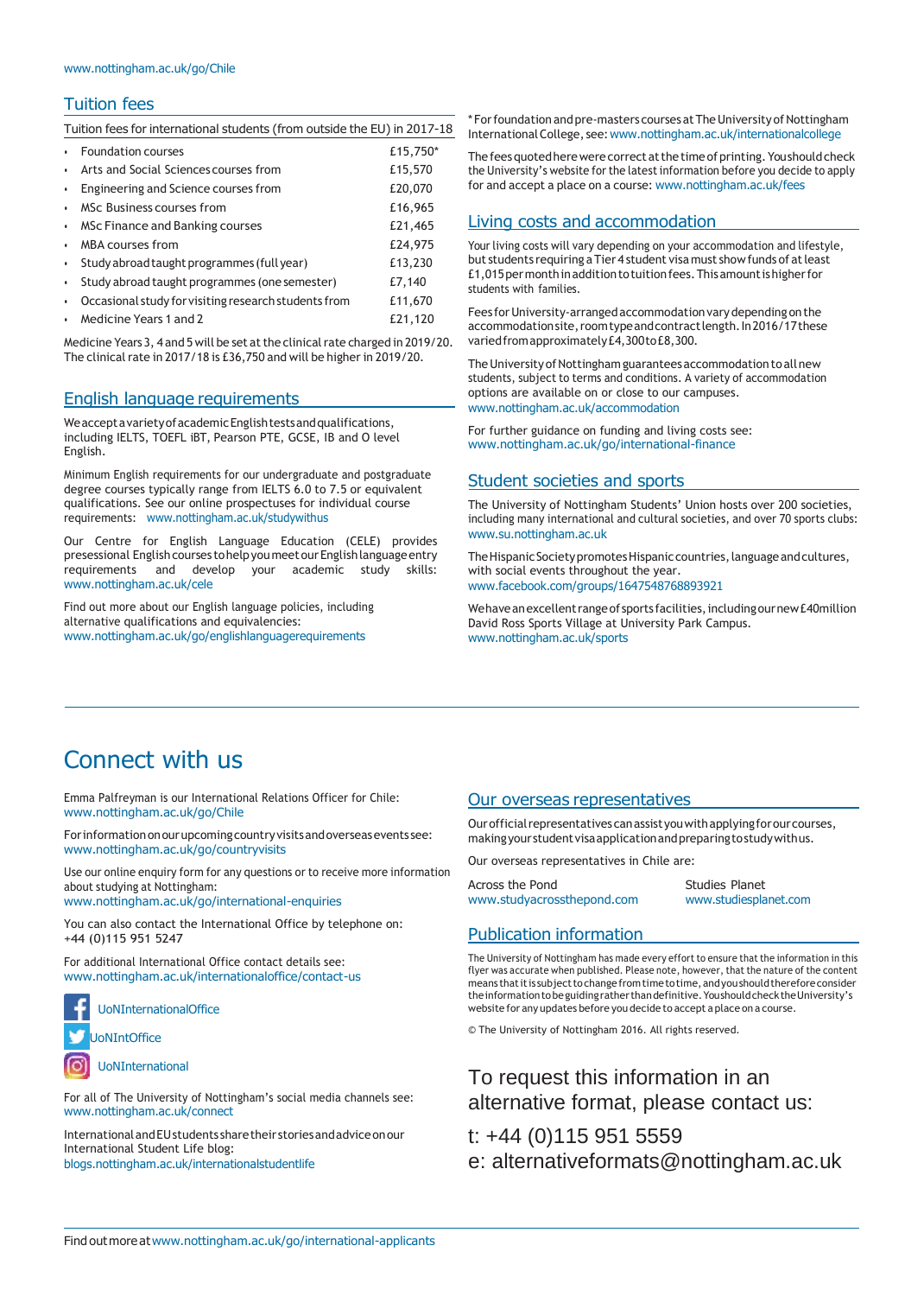www.nottingham.ac.uk/go/Chile

## Tuition fees

Tuition fees for international students (from outside the EU) in 2017-18

| | |
|---|---|
| Foundation courses | £15,750* |
| Arts and Social Sciences courses from | £15,570 |
| Engineering and Science courses from | £20,070 |
| MSc Business courses from | £16,965 |
| MSc Finance and Banking courses | £21,465 |
| MBA courses from | £24,975 |
| Study abroad taught programmes (full year) | £13,230 |
| Study abroad taught programmes (one semester) | £7,140 |
| Occasional study for visiting research students from | £11,670 |
| Medicine Years 1 and 2 | £21,120 |

Medicine Years 3, 4 and 5 will be set at the clinical rate charged in 2019/20. The clinical rate in 2017/18 is £36,750 and will be higher in 2019/20.

*For foundation and pre-masters courses at The University of Nottingham International College, see: www.nottingham.ac.uk/internationalcollege

The fees quoted here were correct at the time of printing. You should check the University's website for the latest information before you decide to apply for and accept a place on a course: www.nottingham.ac.uk/fees

## English language requirements

We accept a variety of academic English tests and qualifications, including IELTS, TOEFL iBT, Pearson PTE, GCSE, IB and O level English.

Minimum English requirements for our undergraduate and postgraduate degree courses typically range from IELTS 6.0 to 7.5 or equivalent qualifications. See our online prospectuses for individual course requirements: www.nottingham.ac.uk/studywithus

Our Centre for English Language Education (CELE) provides presessional English courses to help you meet our English language entry requirements and develop your academic study skills: www.nottingham.ac.uk/cele

Find out more about our English language policies, including alternative qualifications and equivalencies: www.nottingham.ac.uk/go/englishlanguagerequirements

## Living costs and accommodation

Your living costs will vary depending on your accommodation and lifestyle, but students requiring a Tier 4 student visa must show funds of at least £1,015 per month in addition to tuition fees. This amount is higher for students with families.

Fees for University-arranged accommodation vary depending on the accommodation site, room type and contract length. In 2016/17 these varied from approximately £4,300 to £8,300.

The University of Nottingham guarantees accommodation to all new students, subject to terms and conditions. A variety of accommodation options are available on or close to our campuses. www.nottingham.ac.uk/accommodation

For further guidance on funding and living costs see: www.nottingham.ac.uk/go/international-finance

## Student societies and sports

The University of Nottingham Students' Union hosts over 200 societies, including many international and cultural societies, and over 70 sports clubs: www.su.nottingham.ac.uk

The Hispanic Society promotes Hispanic countries, language and cultures, with social events throughout the year. www.facebook.com/groups/1647548768893921

We have an excellent range of sports facilities, including our new £40 million David Ross Sports Village at University Park Campus. www.nottingham.ac.uk/sports

# Connect with us

Emma Palfreyman is our International Relations Officer for Chile: www.nottingham.ac.uk/go/Chile

For information on our upcoming country visits and overseas events see: www.nottingham.ac.uk/go/countryvisits

Use our online enquiry form for any questions or to receive more information about studying at Nottingham: www.nottingham.ac.uk/go/international-enquiries

You can also contact the International Office by telephone on: +44 (0)115 951 5247

For additional International Office contact details see: www.nottingham.ac.uk/internationaloffice/contact-us

UoNInternationalOffice

UoNIntOffice

UoNInternational

For all of The University of Nottingham's social media channels see: www.nottingham.ac.uk/connect

International and EU students share their stories and advice on our International Student Life blog: blogs.nottingham.ac.uk/internationalstudentlife

## Our overseas representatives

Our official representatives can assist you with applying for our courses, making your student visa application and preparing to study with us.

Our overseas representatives in Chile are:

Across the Pond
www.studyacrossthepond.com

Studies Planet
www.studiesplanet.com

## Publication information

The University of Nottingham has made every effort to ensure that the information in this flyer was accurate when published. Please note, however, that the nature of the content means that it is subject to change from time to time, and you should therefore consider the information to be guiding rather than definitive. You should check the University's website for any updates before you decide to accept a place on a course.

© The University of Nottingham 2016. All rights reserved.

To request this information in an alternative format, please contact us:

t: +44 (0)115 951 5559
e: alternativeformats@nottingham.ac.uk

Find out more at www.nottingham.ac.uk/go/international-applicants